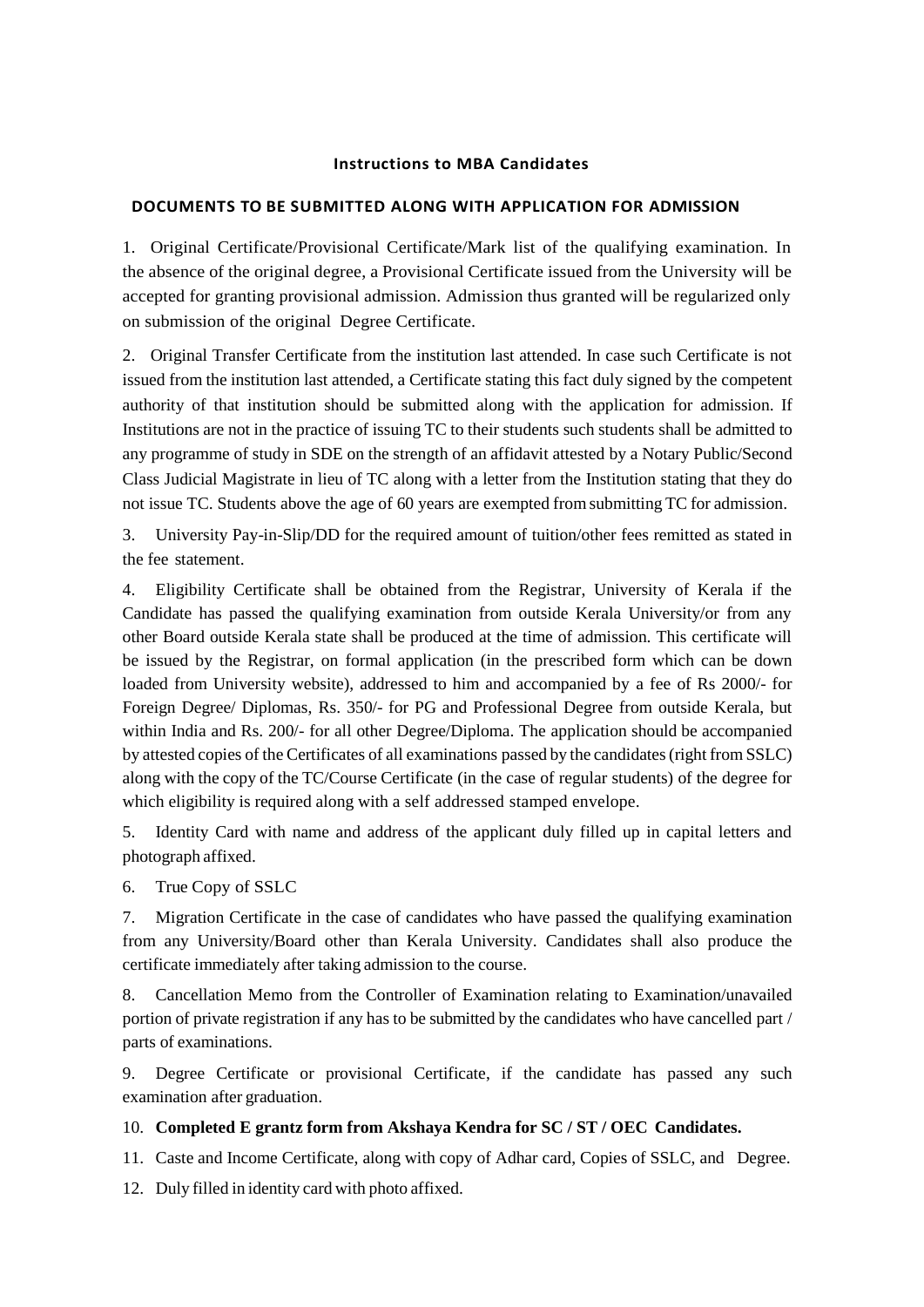# Instructions to MBA Candidates

## DOCUMENTS TO BE SUBMITTED ALONG WITH APPLICATION FOR ADMISSION

1. Original Certificate/Provisional Certificate/Mark list of the qualifying examination. In the absence of the original degree, a Provisional Certificate issued from the University will be accepted for granting provisional admission. Admission thus granted will be regularized only on submission of the original Degree Certificate.

2. Original Transfer Certificate from the institution last attended. In case such Certificate is not issued from the institution last attended, a Certificate stating this fact duly signed by the competent authority of that institution should be submitted along with the application for admission. If Institutions are not in the practice of issuing TC to their students such students shall be admitted to any programme of study in SDE on the strength of an affidavit attested by a Notary Public/Second Class Judicial Magistrate in lieu of TC along with a letter from the Institution stating that they do not issue TC. Students above the age of 60 years are exempted from submitting TC for admission.

3. University Pay-in-Slip/DD for the required amount of tuition/other fees remitted as stated in the fee statement.

4. Eligibility Certificate shall be obtained from the Registrar, University of Kerala if the Candidate has passed the qualifying examination from outside Kerala University/or from any other Board outside Kerala state shall be produced at the time of admission. This certificate will be issued by the Registrar, on formal application (in the prescribed form which can be down loaded from University website), addressed to him and accompanied by a fee of Rs 2000/- for Foreign Degree/ Diplomas, Rs. 350/- for PG and Professional Degree from outside Kerala, but within India and Rs. 200/- for all other Degree/Diploma. The application should be accompanied by attested copies of the Certificates of all examinations passed by the candidates (right from SSLC) along with the copy of the TC/Course Certificate (in the case of regular students) of the degree for which eligibility is required along with a self addressed stamped envelope.

5. Identity Card with name and address of the applicant duly filled up in capital letters and photograph affixed.

6. True Copy of SSLC

7. Migration Certificate in the case of candidates who have passed the qualifying examination from any University/Board other than Kerala University. Candidates shall also produce the certificate immediately after taking admission to the course.

8. Cancellation Memo from the Controller of Examination relating to Examination/unavailed portion of private registration if any has to be submitted by the candidates who have cancelled part / parts of examinations.

9. Degree Certificate or provisional Certificate, if the candidate has passed any such examination after graduation.

10. **Completed E grantz form from Akshaya Kendra for SC / ST / OEC Candidates.**

11. Caste and Income Certificate, along with copy of Adhar card, Copies of SSLC, and Degree.

12. Duly filled in identity card with photo affixed.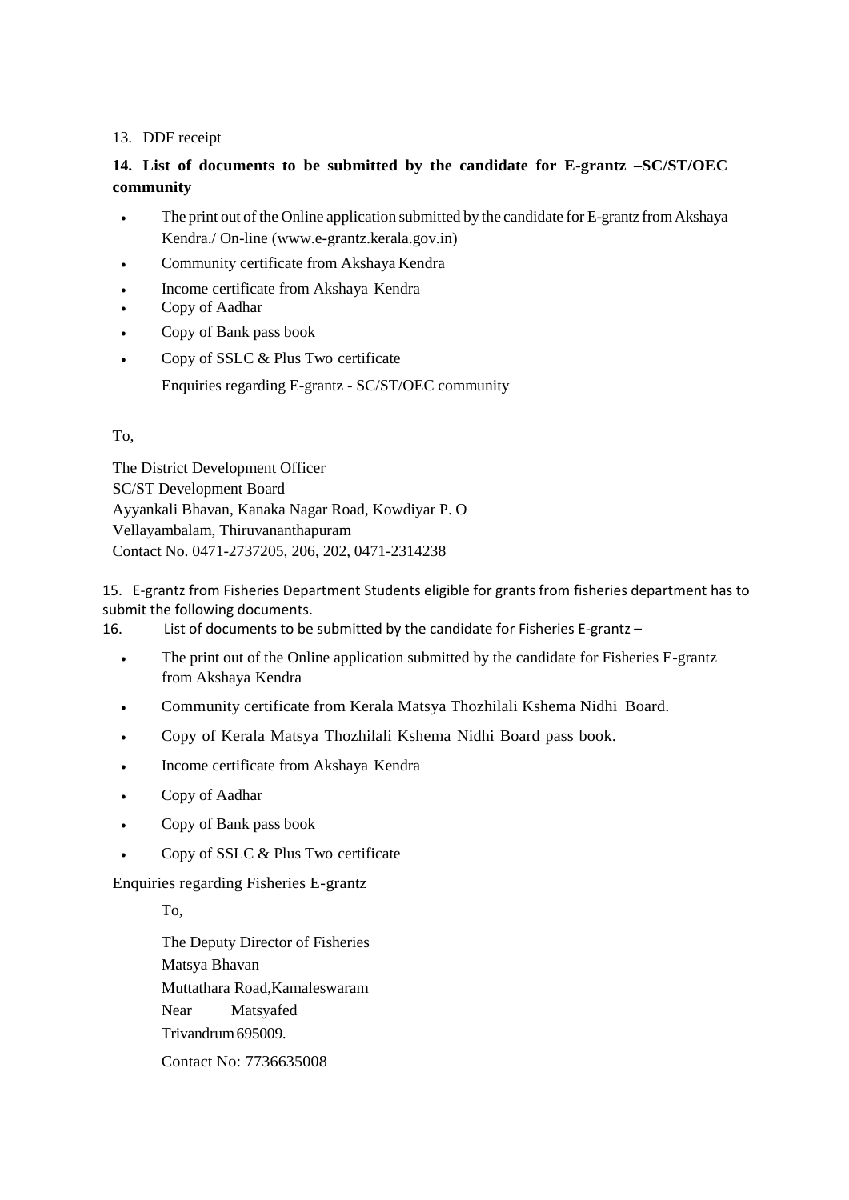13. DDF receipt

**14. List of documents to be submitted by the candidate for E-grantz –SC/ST/OEC community**

- The print out of the Online application submitted by the candidate for E-grantz from Akshaya Kendra./ On-line (www.e-grantz.kerala.gov.in)
- Community certificate from Akshaya Kendra
- Income certificate from Akshaya Kendra
- Copy of Aadhar
- Copy of Bank pass book
- Copy of SSLC & Plus Two certificate

Enquiries regarding E-grantz - SC/ST/OEC community

To,

The District Development Officer
SC/ST Development Board
Ayyankali Bhavan, Kanaka Nagar Road, Kowdiyar P. O
Vellayambalam, Thiruvananthapuram
Contact No. 0471-2737205, 206, 202, 0471-2314238

15. E-grantz from Fisheries Department Students eligible for grants from fisheries department has to submit the following documents.

16. List of documents to be submitted by the candidate for Fisheries E-grantz –

- The print out of the Online application submitted by the candidate for Fisheries E-grantz from Akshaya Kendra
- Community certificate from Kerala Matsya Thozhilali Kshema Nidhi Board.
- Copy of Kerala Matsya Thozhilali Kshema Nidhi Board pass book.
- Income certificate from Akshaya Kendra
- Copy of Aadhar
- Copy of Bank pass book
- Copy of SSLC & Plus Two certificate

Enquiries regarding Fisheries E-grantz

To,

The Deputy Director of Fisheries
Matsya Bhavan
Muttathara Road,Kamaleswaram
Near Matsyafed
Trivandrum 695009.
Contact No: 7736635008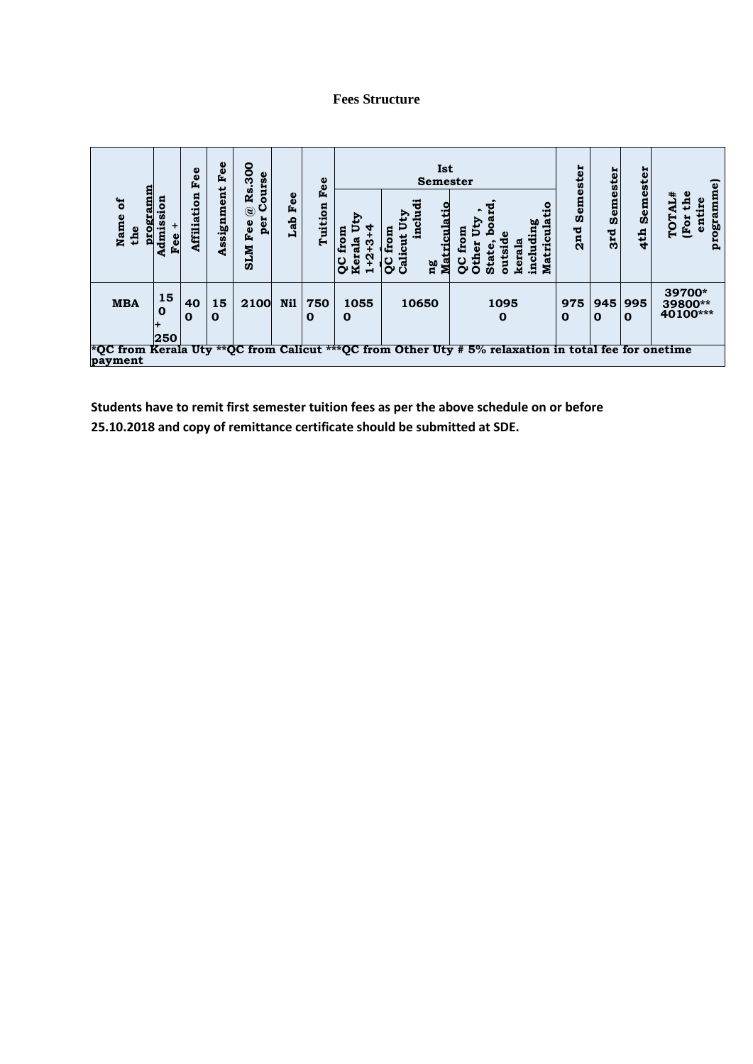# Fees Structure

| Name of the programme | Admission Fee + | Affiliation Fee | Assignment Fee | SLM Fee @ Rs.300 per Course | Lab Fee | Tuition Fee | Ist Semester | | | 2nd Semester | 3rd Semester | 4th Semester | TOTAL# (For the entire programme) |
|---|---|---|---|---|---|---|---|---|---|---|---|---|---|
| | | | | | | | QC from Kerala Uty 1+2+3+4 | QC from Calicut Uty including Matriculation | QC from Other Uty , State, board, outside kerala including Matriculation | | | | |
| MBA | 150 + 250 | 400 | 150 | 2100 | Nil | 7500 | 10550 | 10650 | 10950 | 9750 | 9450 | 9950 | 39700* 39800** 40100*** |
| *QC from Kerala Uty **QC from Calicut ***QC from Other Uty # 5% relaxation in total fee for onetime payment | | | | | | | | | | | | | |

**Students have to remit first semester tuition fees as per the above schedule on or before 25.10.2018 and copy of remittance certificate should be submitted at SDE.**